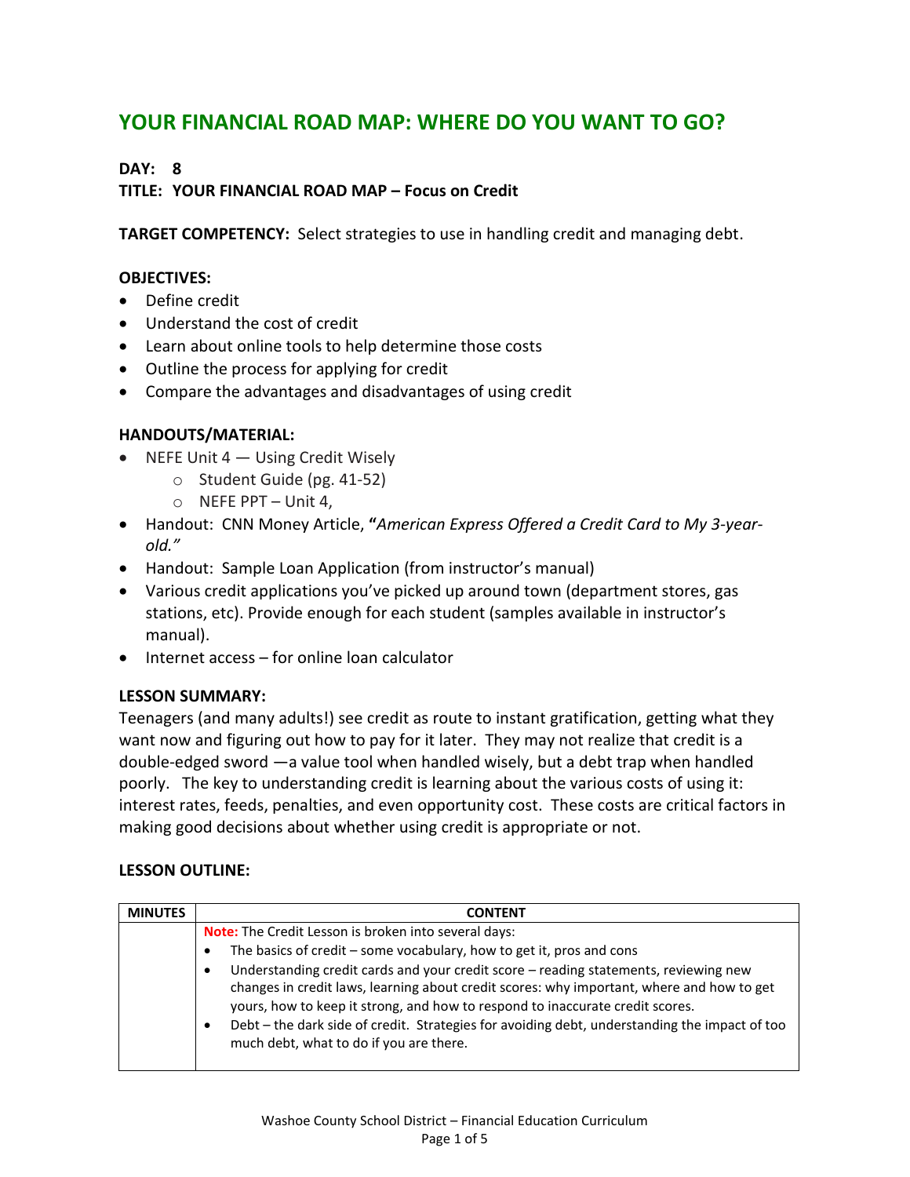# YOUR FINANCIAL ROAD MAP: WHERE DO YOU WANT TO GO?

**DAY: 8**

**TITLE: YOUR FINANCIAL ROAD MAP – Focus on Credit**

**TARGET COMPETENCY:** Select strategies to use in handling credit and managing debt.

**OBJECTIVES:**

- Define credit
- Understand the cost of credit
- Learn about online tools to help determine those costs
- Outline the process for applying for credit
- Compare the advantages and disadvantages of using credit

**HANDOUTS/MATERIAL:**

- NEFE Unit 4 — Using Credit Wisely
    - Student Guide (pg. 41-52)
    - NEFE PPT – Unit 4,
- Handout: CNN Money Article, **"***American Express Offered a Credit Card to My 3-year-old."*
- Handout: Sample Loan Application (from instructor's manual)
- Various credit applications you've picked up around town (department stores, gas stations, etc). Provide enough for each student (samples available in instructor's manual).
- Internet access – for online loan calculator

**LESSON SUMMARY:**

Teenagers (and many adults!) see credit as route to instant gratification, getting what they want now and figuring out how to pay for it later. They may not realize that credit is a double-edged sword —a value tool when handled wisely, but a debt trap when handled poorly. The key to understanding credit is learning about the various costs of using it: interest rates, feeds, penalties, and even opportunity cost. These costs are critical factors in making good decisions about whether using credit is appropriate or not.

**LESSON OUTLINE:**

| MINUTES | CONTENT |
|---|---|
| | **Note:** The Credit Lesson is broken into several days:<br>• The basics of credit – some vocabulary, how to get it, pros and cons<br>• Understanding credit cards and your credit score – reading statements, reviewing new changes in credit laws, learning about credit scores: why important, where and how to get yours, how to keep it strong, and how to respond to inaccurate credit scores.<br>• Debt – the dark side of credit. Strategies for avoiding debt, understanding the impact of too much debt, what to do if you are there. |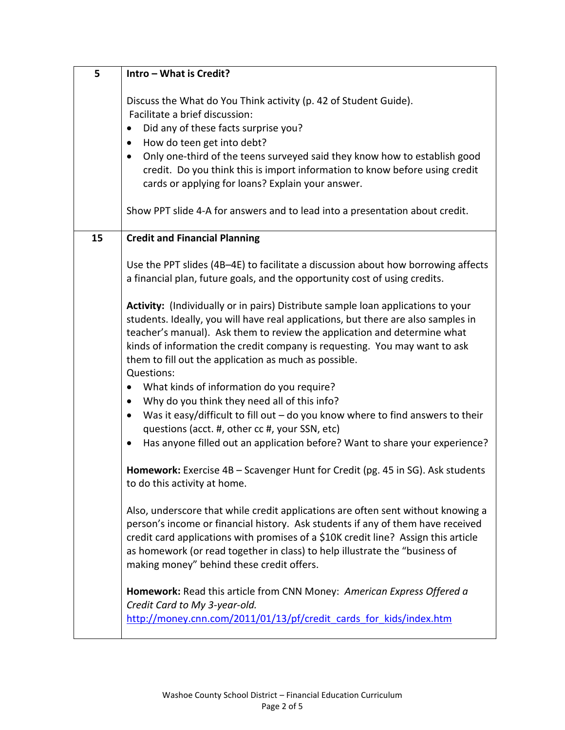| | |
|---|---|
| 5 | **Intro – What is Credit?**<br><br>Discuss the What do You Think activity (p. 42 of Student Guide).<br>Facilitate a brief discussion:<br>• Did any of these facts surprise you?<br>• How do teen get into debt?<br>• Only one-third of the teens surveyed said they know how to establish good credit. Do you think this is import information to know before using credit cards or applying for loans? Explain your answer.<br><br>Show PPT slide 4-A for answers and to lead into a presentation about credit. |
| 15 | **Credit and Financial Planning**<br><br>Use the PPT slides (4B–4E) to facilitate a discussion about how borrowing affects a financial plan, future goals, and the opportunity cost of using credits.<br><br>**Activity:** (Individually or in pairs) Distribute sample loan applications to your students. Ideally, you will have real applications, but there are also samples in teacher's manual). Ask them to review the application and determine what kinds of information the credit company is requesting. You may want to ask them to fill out the application as much as possible.<br>Questions:<br>• What kinds of information do you require?<br>• Why do you think they need all of this info?<br>• Was it easy/difficult to fill out – do you know where to find answers to their questions (acct. #, other cc #, your SSN, etc)<br>• Has anyone filled out an application before? Want to share your experience?<br><br>**Homework:** Exercise 4B – Scavenger Hunt for Credit (pg. 45 in SG). Ask students to do this activity at home.<br><br>Also, underscore that while credit applications are often sent without knowing a person's income or financial history. Ask students if any of them have received credit card applications with promises of a $10K credit line? Assign this article as homework (or read together in class) to help illustrate the "business of making money" behind these credit offers.<br><br>**Homework:** Read this article from CNN Money: *American Express Offered a Credit Card to My 3-year-old.*<br>http://money.cnn.com/2011/01/13/pf/credit_cards_for_kids/index.htm |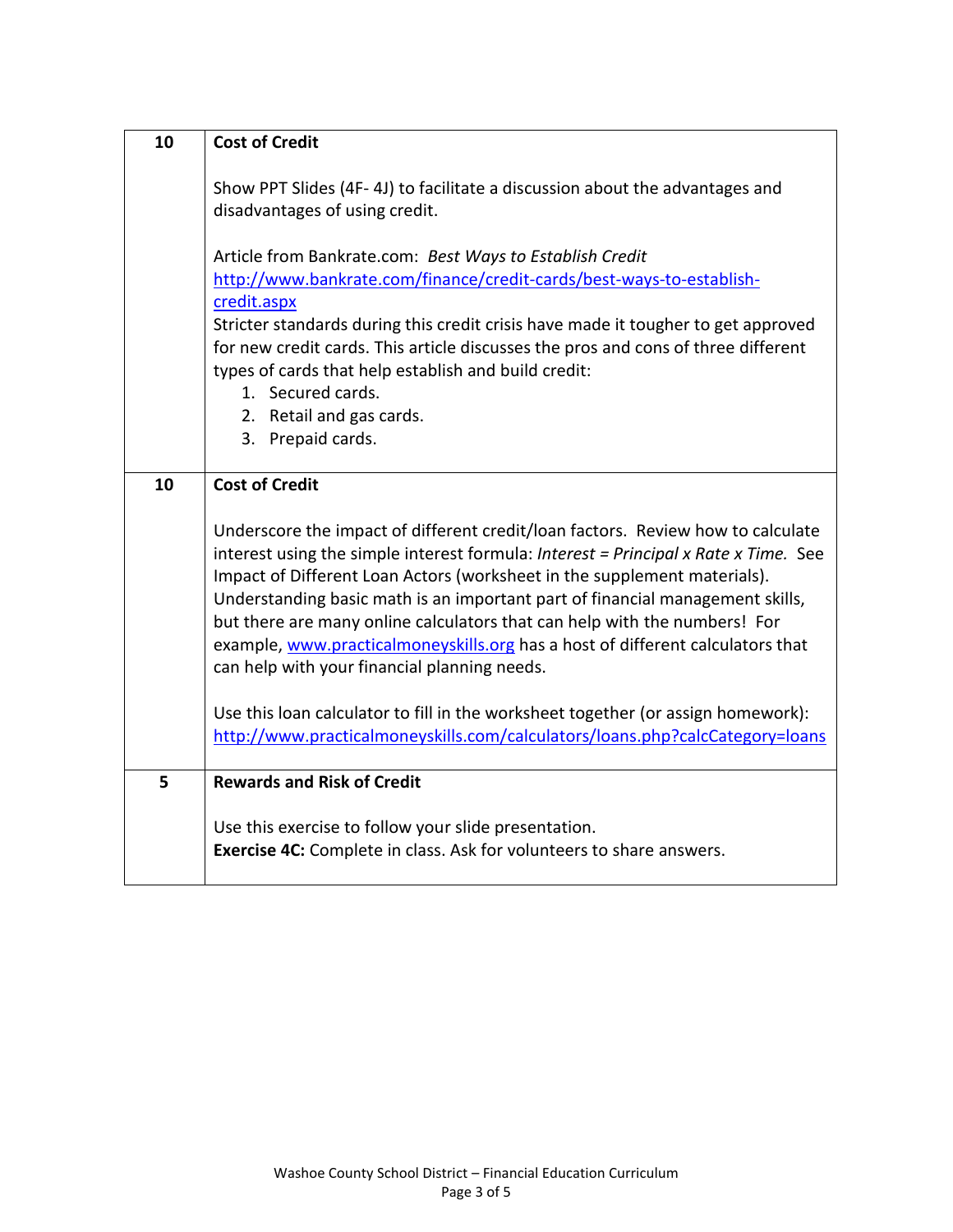| | |
|---|---|
| 10 | **Cost of Credit**<br><br>Show PPT Slides (4F- 4J) to facilitate a discussion about the advantages and disadvantages of using credit.<br><br>Article from Bankrate.com: *Best Ways to Establish Credit*<br>http://www.bankrate.com/finance/credit-cards/best-ways-to-establish-credit.aspx<br>Stricter standards during this credit crisis have made it tougher to get approved for new credit cards. This article discusses the pros and cons of three different types of cards that help establish and build credit:<br>1. Secured cards.<br>2. Retail and gas cards.<br>3. Prepaid cards. |
| 10 | **Cost of Credit**<br><br>Underscore the impact of different credit/loan factors. Review how to calculate interest using the simple interest formula: *Interest = Principal x Rate x Time.* See Impact of Different Loan Actors (worksheet in the supplement materials). Understanding basic math is an important part of financial management skills, but there are many online calculators that can help with the numbers! For example, www.practicalmoneyskills.org has a host of different calculators that can help with your financial planning needs.<br><br>Use this loan calculator to fill in the worksheet together (or assign homework):<br>http://www.practicalmoneyskills.com/calculators/loans.php?calcCategory=loans |
| 5 | **Rewards and Risk of Credit**<br><br>Use this exercise to follow your slide presentation.<br>**Exercise 4C:** Complete in class. Ask for volunteers to share answers. |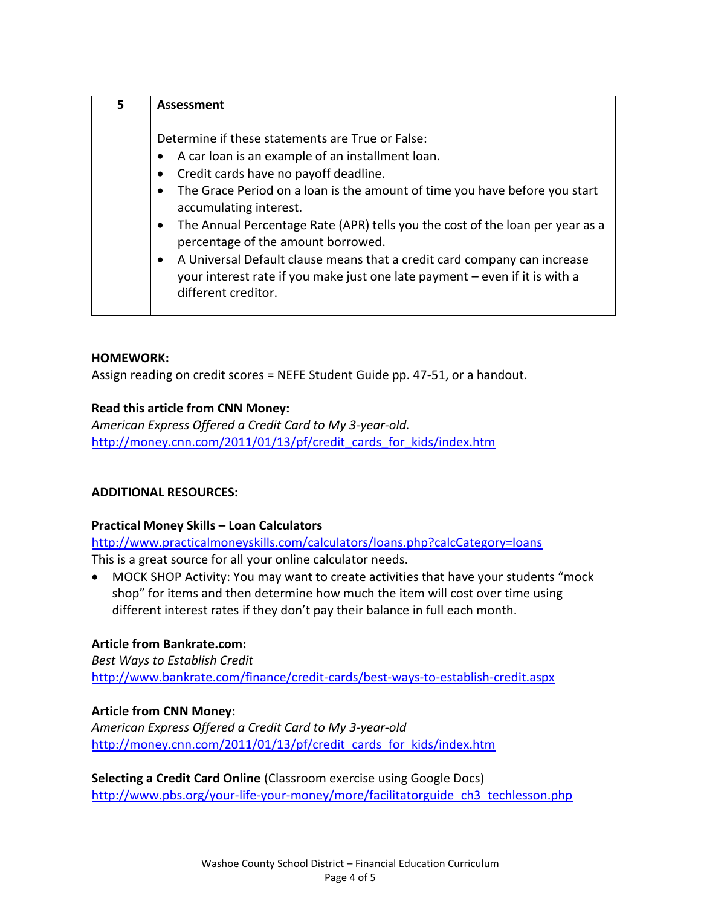| 5 | **Assessment** |
|---|---|
| | Determine if these statements are True or False:<br>• A car loan is an example of an installment loan.<br>• Credit cards have no payoff deadline.<br>• The Grace Period on a loan is the amount of time you have before you start accumulating interest.<br>• The Annual Percentage Rate (APR) tells you the cost of the loan per year as a percentage of the amount borrowed.<br>• A Universal Default clause means that a credit card company can increase your interest rate if you make just one late payment – even if it is with a different creditor. |

**HOMEWORK:**
Assign reading on credit scores = NEFE Student Guide pp. 47-51, or a handout.

**Read this article from CNN Money:**
*American Express Offered a Credit Card to My 3-year-old.*
http://money.cnn.com/2011/01/13/pf/credit_cards_for_kids/index.htm

**ADDITIONAL RESOURCES:**

**Practical Money Skills – Loan Calculators**
http://www.practicalmoneyskills.com/calculators/loans.php?calcCategory=loans
This is a great source for all your online calculator needs.

- MOCK SHOP Activity: You may want to create activities that have your students "mock shop" for items and then determine how much the item will cost over time using different interest rates if they don't pay their balance in full each month.

**Article from Bankrate.com:**
*Best Ways to Establish Credit*
http://www.bankrate.com/finance/credit-cards/best-ways-to-establish-credit.aspx

**Article from CNN Money:**
*American Express Offered a Credit Card to My 3-year-old*
http://money.cnn.com/2011/01/13/pf/credit_cards_for_kids/index.htm

**Selecting a Credit Card Online** (Classroom exercise using Google Docs)
http://www.pbs.org/your-life-your-money/more/facilitatorguide_ch3_techlesson.php

Washoe County School District – Financial Education Curriculum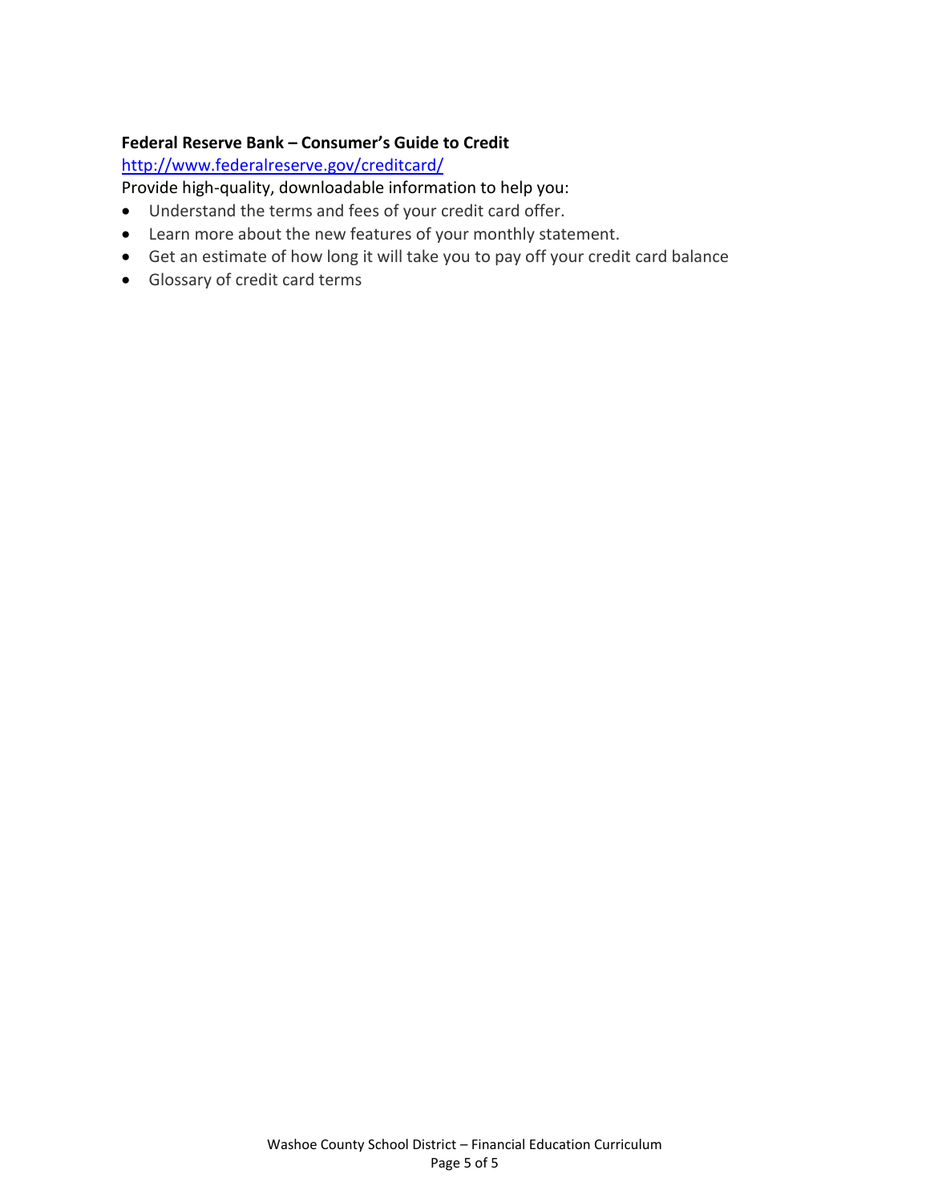**Federal Reserve Bank – Consumer's Guide to Credit**

http://www.federalreserve.gov/creditcard/

Provide high-quality, downloadable information to help you:

- Understand the terms and fees of your credit card offer.
- Learn more about the new features of your monthly statement.
- Get an estimate of how long it will take you to pay off your credit card balance
- Glossary of credit card terms